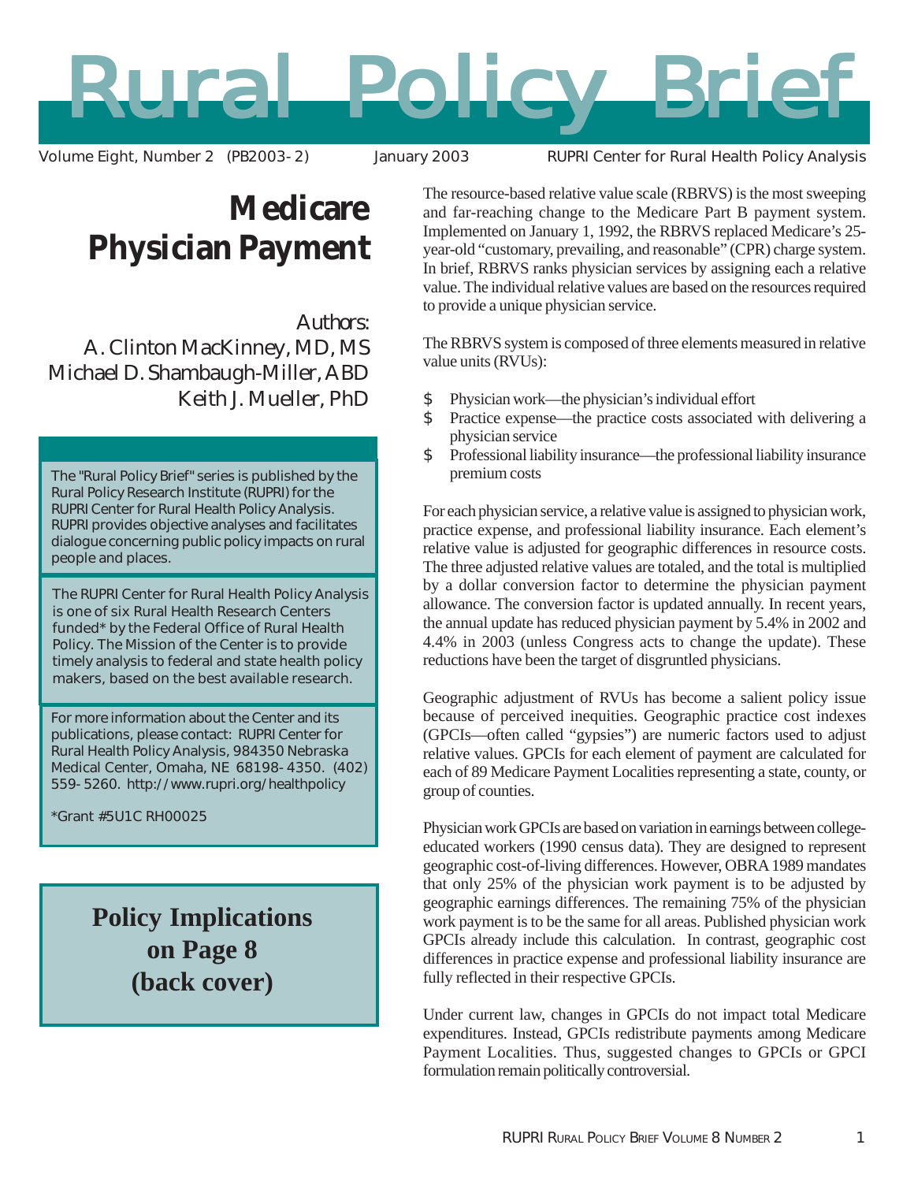# Rural Policy Brief

Volume Eight, Number 2 (PB2003-2) January 2003 RUPRI Center for Rural Health Policy Analysis

## Medicare Physician Payment

Authors:
A. Clinton MacKinney, MD, MS
Michael D. Shambaugh-Miller, ABD
Keith J. Mueller, PhD

The "Rural Policy Brief" series is published by the Rural Policy Research Institute (RUPRI) for the RUPRI Center for Rural Health Policy Analysis. RUPRI provides objective analyses and facilitates dialogue concerning public policy impacts on rural people and places.

The RUPRI Center for Rural Health Policy Analysis is one of six Rural Health Research Centers funded* by the Federal Office of Rural Health Policy. The Mission of the Center is to provide timely analysis to federal and state health policy makers, based on the best available research.

For more information about the Center and its publications, please contact: RUPRI Center for Rural Health Policy Analysis, 984350 Nebraska Medical Center, Omaha, NE 68198-4350. (402) 559-5260. http://www.rupri.org/healthpolicy

*Grant #5U1C RH00025

**Policy Implications on Page 8 (back cover)**

The resource-based relative value scale (RBRVS) is the most sweeping and far-reaching change to the Medicare Part B payment system. Implemented on January 1, 1992, the RBRVS replaced Medicare's 25-year-old "customary, prevailing, and reasonable" (CPR) charge system. In brief, RBRVS ranks physician services by assigning each a relative value. The individual relative values are based on the resources required to provide a unique physician service.

The RBRVS system is composed of three elements measured in relative value units (RVUs):

- Physician work—the physician's individual effort
- Practice expense—the practice costs associated with delivering a physician service
- Professional liability insurance—the professional liability insurance premium costs

For each physician service, a relative value is assigned to physician work, practice expense, and professional liability insurance. Each element's relative value is adjusted for geographic differences in resource costs. The three adjusted relative values are totaled, and the total is multiplied by a dollar conversion factor to determine the physician payment allowance. The conversion factor is updated annually. In recent years, the annual update has reduced physician payment by 5.4% in 2002 and 4.4% in 2003 (unless Congress acts to change the update). These reductions have been the target of disgruntled physicians.

Geographic adjustment of RVUs has become a salient policy issue because of perceived inequities. Geographic practice cost indexes (GPCIs—often called "gypsies") are numeric factors used to adjust relative values. GPCIs for each element of payment are calculated for each of 89 Medicare Payment Localities representing a state, county, or group of counties.

Physician work GPCIs are based on variation in earnings between college-educated workers (1990 census data). They are designed to represent geographic cost-of-living differences. However, OBRA 1989 mandates that only 25% of the physician work payment is to be adjusted by geographic earnings differences. The remaining 75% of the physician work payment is to be the same for all areas. Published physician work GPCIs already include this calculation. In contrast, geographic cost differences in practice expense and professional liability insurance are fully reflected in their respective GPCIs.

Under current law, changes in GPCIs do not impact total Medicare expenditures. Instead, GPCIs redistribute payments among Medicare Payment Localities. Thus, suggested changes to GPCIs or GPCI formulation remain politically controversial.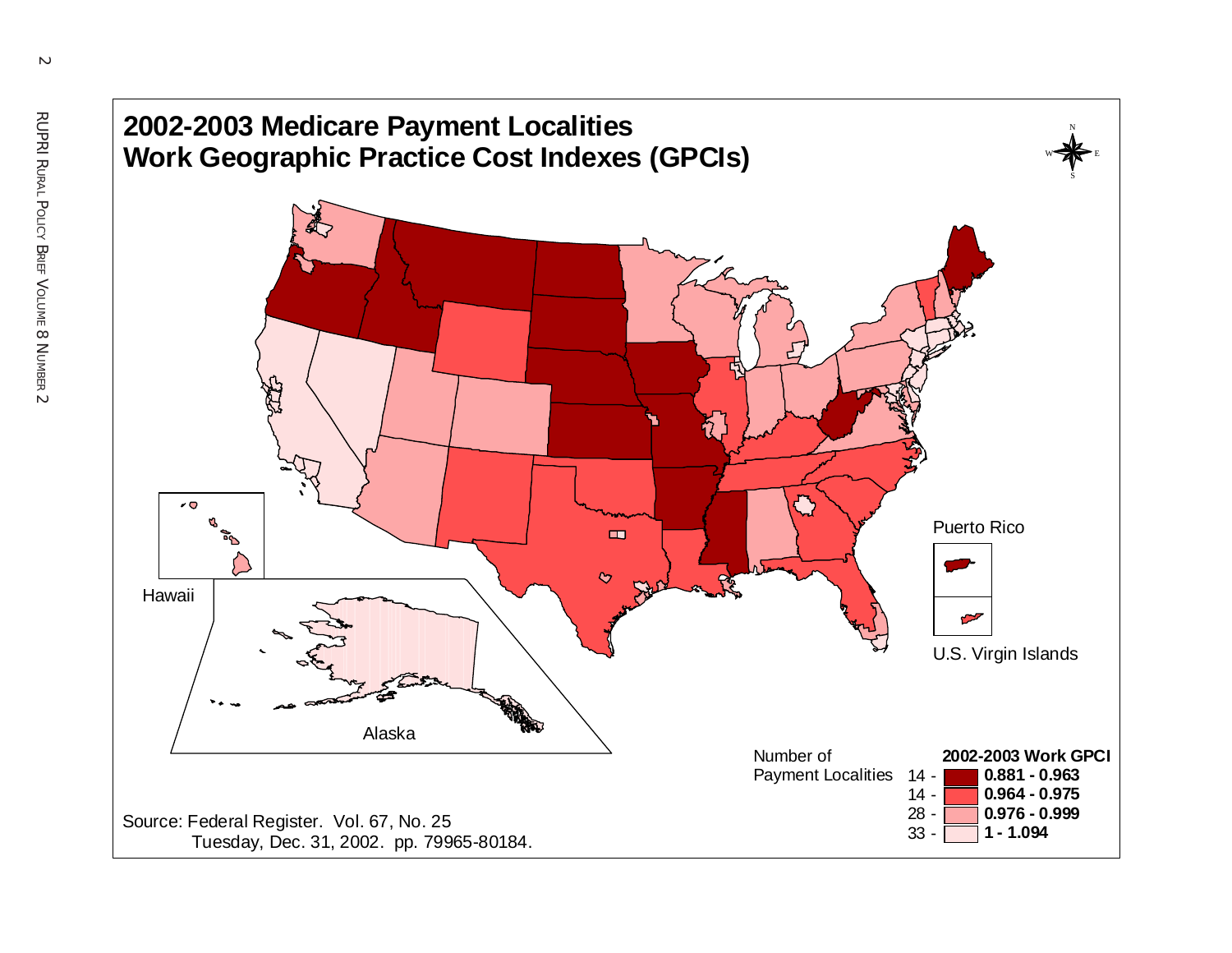## 2002-2003 Medicare Payment Localities Work Geographic Practice Cost Indexes (GPCIs)

| Number of Payment Localities | 2002-2003 Work GPCI |
| --- | --- |
| 14 | 0.881 - 0.963 |
| 14 | 0.964 - 0.975 |
| 28 | 0.976 - 0.999 |
| 33 | 1 - 1.094 |

Source: Federal Register. Vol. 67, No. 25 Tuesday, Dec. 31, 2002. pp. 79965-80184.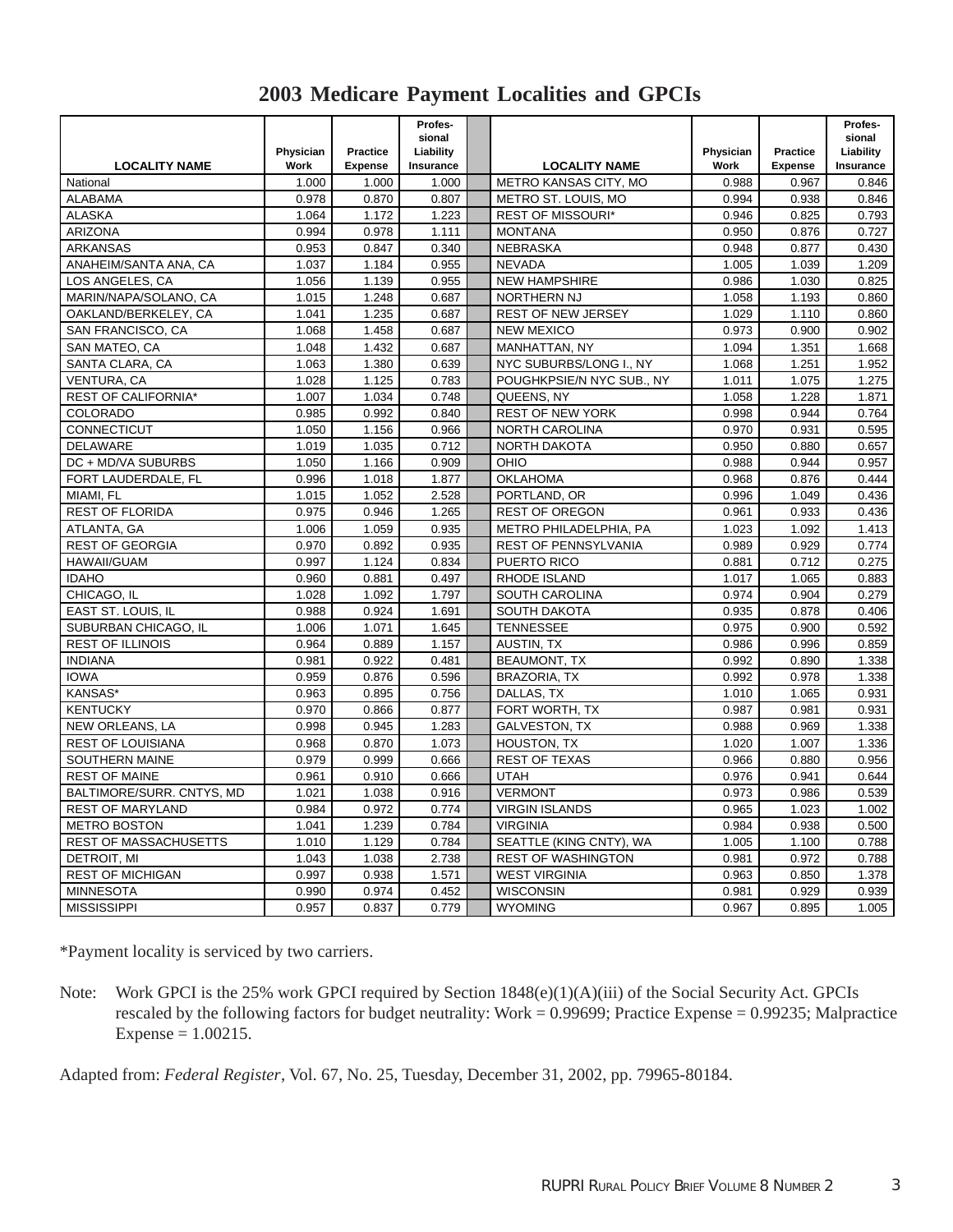## 2003 Medicare Payment Localities and GPCIs

| LOCALITY NAME | Physician Work | Practice Expense | Professional Liability Insurance | | LOCALITY NAME | Physician Work | Practice Expense | Professional Liability Insurance |
|---|---|---|---|---|---|---|---|---|
| National | 1.000 | 1.000 | 1.000 | | METRO KANSAS CITY, MO | 0.988 | 0.967 | 0.846 |
| ALABAMA | 0.978 | 0.870 | 0.807 | | METRO ST. LOUIS, MO | 0.994 | 0.938 | 0.846 |
| ALASKA | 1.064 | 1.172 | 1.223 | | REST OF MISSOURI* | 0.946 | 0.825 | 0.793 |
| ARIZONA | 0.994 | 0.978 | 1.111 | | MONTANA | 0.950 | 0.876 | 0.727 |
| ARKANSAS | 0.953 | 0.847 | 0.340 | | NEBRASKA | 0.948 | 0.877 | 0.430 |
| ANAHEIM/SANTA ANA, CA | 1.037 | 1.184 | 0.955 | | NEVADA | 1.005 | 1.039 | 1.209 |
| LOS ANGELES, CA | 1.056 | 1.139 | 0.955 | | NEW HAMPSHIRE | 0.986 | 1.030 | 0.825 |
| MARIN/NAPA/SOLANO, CA | 1.015 | 1.248 | 0.687 | | NORTHERN NJ | 1.058 | 1.193 | 0.860 |
| OAKLAND/BERKELEY, CA | 1.041 | 1.235 | 0.687 | | REST OF NEW JERSEY | 1.029 | 1.110 | 0.860 |
| SAN FRANCISCO, CA | 1.068 | 1.458 | 0.687 | | NEW MEXICO | 0.973 | 0.900 | 0.902 |
| SAN MATEO, CA | 1.048 | 1.432 | 0.687 | | MANHATTAN, NY | 1.094 | 1.351 | 1.668 |
| SANTA CLARA, CA | 1.063 | 1.380 | 0.639 | | NYC SUBURBS/LONG I., NY | 1.068 | 1.251 | 1.952 |
| VENTURA, CA | 1.028 | 1.125 | 0.783 | | POUGHKPSIE/N NYC SUB., NY | 1.011 | 1.075 | 1.275 |
| REST OF CALIFORNIA* | 1.007 | 1.034 | 0.748 | | QUEENS, NY | 1.058 | 1.228 | 1.871 |
| COLORADO | 0.985 | 0.992 | 0.840 | | REST OF NEW YORK | 0.998 | 0.944 | 0.764 |
| CONNECTICUT | 1.050 | 1.156 | 0.966 | | NORTH CAROLINA | 0.970 | 0.931 | 0.595 |
| DELAWARE | 1.019 | 1.035 | 0.712 | | NORTH DAKOTA | 0.950 | 0.880 | 0.657 |
| DC + MD/VA SUBURBS | 1.050 | 1.166 | 0.909 | | OHIO | 0.988 | 0.944 | 0.957 |
| FORT LAUDERDALE, FL | 0.996 | 1.018 | 1.877 | | OKLAHOMA | 0.968 | 0.876 | 0.444 |
| MIAMI, FL | 1.015 | 1.052 | 2.528 | | PORTLAND, OR | 0.996 | 1.049 | 0.436 |
| REST OF FLORIDA | 0.975 | 0.946 | 1.265 | | REST OF OREGON | 0.961 | 0.933 | 0.436 |
| ATLANTA, GA | 1.006 | 1.059 | 0.935 | | METRO PHILADELPHIA, PA | 1.023 | 1.092 | 1.413 |
| REST OF GEORGIA | 0.970 | 0.892 | 0.935 | | REST OF PENNSYLVANIA | 0.989 | 0.929 | 0.774 |
| HAWAII/GUAM | 0.997 | 1.124 | 0.834 | | PUERTO RICO | 0.881 | 0.712 | 0.275 |
| IDAHO | 0.960 | 0.881 | 0.497 | | RHODE ISLAND | 1.017 | 1.065 | 0.883 |
| CHICAGO, IL | 1.028 | 1.092 | 1.797 | | SOUTH CAROLINA | 0.974 | 0.904 | 0.279 |
| EAST ST. LOUIS, IL | 0.988 | 0.924 | 1.691 | | SOUTH DAKOTA | 0.935 | 0.878 | 0.406 |
| SUBURBAN CHICAGO, IL | 1.006 | 1.071 | 1.645 | | TENNESSEE | 0.975 | 0.900 | 0.592 |
| REST OF ILLINOIS | 0.964 | 0.889 | 1.157 | | AUSTIN, TX | 0.986 | 0.996 | 0.859 |
| INDIANA | 0.981 | 0.922 | 0.481 | | BEAUMONT, TX | 0.992 | 0.890 | 1.338 |
| IOWA | 0.959 | 0.876 | 0.596 | | BRAZORIA, TX | 0.992 | 0.978 | 1.338 |
| KANSAS* | 0.963 | 0.895 | 0.756 | | DALLAS, TX | 1.010 | 1.065 | 0.931 |
| KENTUCKY | 0.970 | 0.866 | 0.877 | | FORT WORTH, TX | 0.987 | 0.981 | 0.931 |
| NEW ORLEANS, LA | 0.998 | 0.945 | 1.283 | | GALVESTON, TX | 0.988 | 0.969 | 1.338 |
| REST OF LOUISIANA | 0.968 | 0.870 | 1.073 | | HOUSTON, TX | 1.020 | 1.007 | 1.336 |
| SOUTHERN MAINE | 0.979 | 0.999 | 0.666 | | REST OF TEXAS | 0.966 | 0.880 | 0.956 |
| REST OF MAINE | 0.961 | 0.910 | 0.666 | | UTAH | 0.976 | 0.941 | 0.644 |
| BALTIMORE/SURR. CNTYS, MD | 1.021 | 1.038 | 0.916 | | VERMONT | 0.973 | 0.986 | 0.539 |
| REST OF MARYLAND | 0.984 | 0.972 | 0.774 | | VIRGIN ISLANDS | 0.965 | 1.023 | 1.002 |
| METRO BOSTON | 1.041 | 1.239 | 0.784 | | VIRGINIA | 0.984 | 0.938 | 0.500 |
| REST OF MASSACHUSETTS | 1.010 | 1.129 | 0.784 | | SEATTLE (KING CNTY), WA | 1.005 | 1.100 | 0.788 |
| DETROIT, MI | 1.043 | 1.038 | 2.738 | | REST OF WASHINGTON | 0.981 | 0.972 | 0.788 |
| REST OF MICHIGAN | 0.997 | 0.938 | 1.571 | | WEST VIRGINIA | 0.963 | 0.850 | 1.378 |
| MINNESOTA | 0.990 | 0.974 | 0.452 | | WISCONSIN | 0.981 | 0.929 | 0.939 |
| MISSISSIPPI | 0.957 | 0.837 | 0.779 | | WYOMING | 0.967 | 0.895 | 1.005 |

*Payment locality is serviced by two carriers.

Note: Work GPCI is the 25% work GPCI required by Section 1848(e)(1)(A)(iii) of the Social Security Act. GPCIs rescaled by the following factors for budget neutrality: Work = 0.99699; Practice Expense = 0.99235; Malpractice Expense = 1.00215.

Adapted from: *Federal Register*, Vol. 67, No. 25, Tuesday, December 31, 2002, pp. 79965-80184.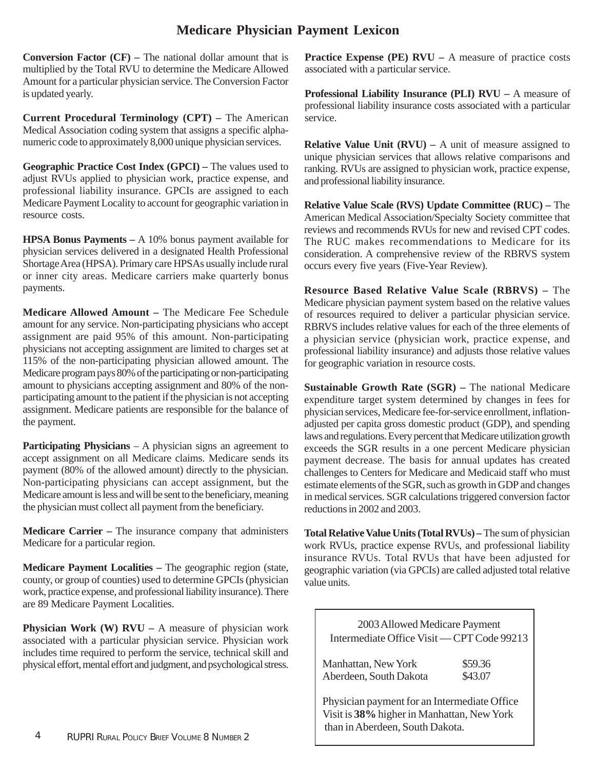# Medicare Physician Payment Lexicon

**Conversion Factor (CF) –** The national dollar amount that is multiplied by the Total RVU to determine the Medicare Allowed Amount for a particular physician service. The Conversion Factor is updated yearly.

**Current Procedural Terminology (CPT) –** The American Medical Association coding system that assigns a specific alpha-numeric code to approximately 8,000 unique physician services.

**Geographic Practice Cost Index (GPCI) –** The values used to adjust RVUs applied to physician work, practice expense, and professional liability insurance. GPCIs are assigned to each Medicare Payment Locality to account for geographic variation in resource costs.

**HPSA Bonus Payments –** A 10% bonus payment available for physician services delivered in a designated Health Professional Shortage Area (HPSA). Primary care HPSAs usually include rural or inner city areas. Medicare carriers make quarterly bonus payments.

**Medicare Allowed Amount –** The Medicare Fee Schedule amount for any service. Non-participating physicians who accept assignment are paid 95% of this amount. Non-participating physicians not accepting assignment are limited to charges set at 115% of the non-participating physician allowed amount. The Medicare program pays 80% of the participating or non-participating amount to physicians accepting assignment and 80% of the non-participating amount to the patient if the physician is not accepting assignment. Medicare patients are responsible for the balance of the payment.

**Participating Physicians** – A physician signs an agreement to accept assignment on all Medicare claims. Medicare sends its payment (80% of the allowed amount) directly to the physician. Non-participating physicians can accept assignment, but the Medicare amount is less and will be sent to the beneficiary, meaning the physician must collect all payment from the beneficiary.

**Medicare Carrier –** The insurance company that administers Medicare for a particular region.

**Medicare Payment Localities –** The geographic region (state, county, or group of counties) used to determine GPCIs (physician work, practice expense, and professional liability insurance). There are 89 Medicare Payment Localities.

**Physician Work (W) RVU –** A measure of physician work associated with a particular physician service. Physician work includes time required to perform the service, technical skill and physical effort, mental effort and judgment, and psychological stress.

**Practice Expense (PE) RVU –** A measure of practice costs associated with a particular service.

**Professional Liability Insurance (PLI) RVU –** A measure of professional liability insurance costs associated with a particular service.

**Relative Value Unit (RVU) –** A unit of measure assigned to unique physician services that allows relative comparisons and ranking. RVUs are assigned to physician work, practice expense, and professional liability insurance.

**Relative Value Scale (RVS) Update Committee (RUC) –** The American Medical Association/Specialty Society committee that reviews and recommends RVUs for new and revised CPT codes. The RUC makes recommendations to Medicare for its consideration. A comprehensive review of the RBRVS system occurs every five years (Five-Year Review).

**Resource Based Relative Value Scale (RBRVS) –** The Medicare physician payment system based on the relative values of resources required to deliver a particular physician service. RBRVS includes relative values for each of the three elements of a physician service (physician work, practice expense, and professional liability insurance) and adjusts those relative values for geographic variation in resource costs.

**Sustainable Growth Rate (SGR) –** The national Medicare expenditure target system determined by changes in fees for physician services, Medicare fee-for-service enrollment, inflation-adjusted per capita gross domestic product (GDP), and spending laws and regulations. Every percent that Medicare utilization growth exceeds the SGR results in a one percent Medicare physician payment decrease. The basis for annual updates has created challenges to Centers for Medicare and Medicaid staff who must estimate elements of the SGR, such as growth in GDP and changes in medical services. SGR calculations triggered conversion factor reductions in 2002 and 2003.

**Total Relative Value Units (Total RVUs) –** The sum of physician work RVUs, practice expense RVUs, and professional liability insurance RVUs. Total RVUs that have been adjusted for geographic variation (via GPCIs) are called adjusted total relative value units.

2003 Allowed Medicare Payment
Intermediate Office Visit — CPT Code 99213

| | |
|---|---|
| Manhattan, New York | $59.36 |
| Aberdeen, South Dakota | $43.07 |

Physician payment for an Intermediate Office Visit is **38%** higher in Manhattan, New York than in Aberdeen, South Dakota.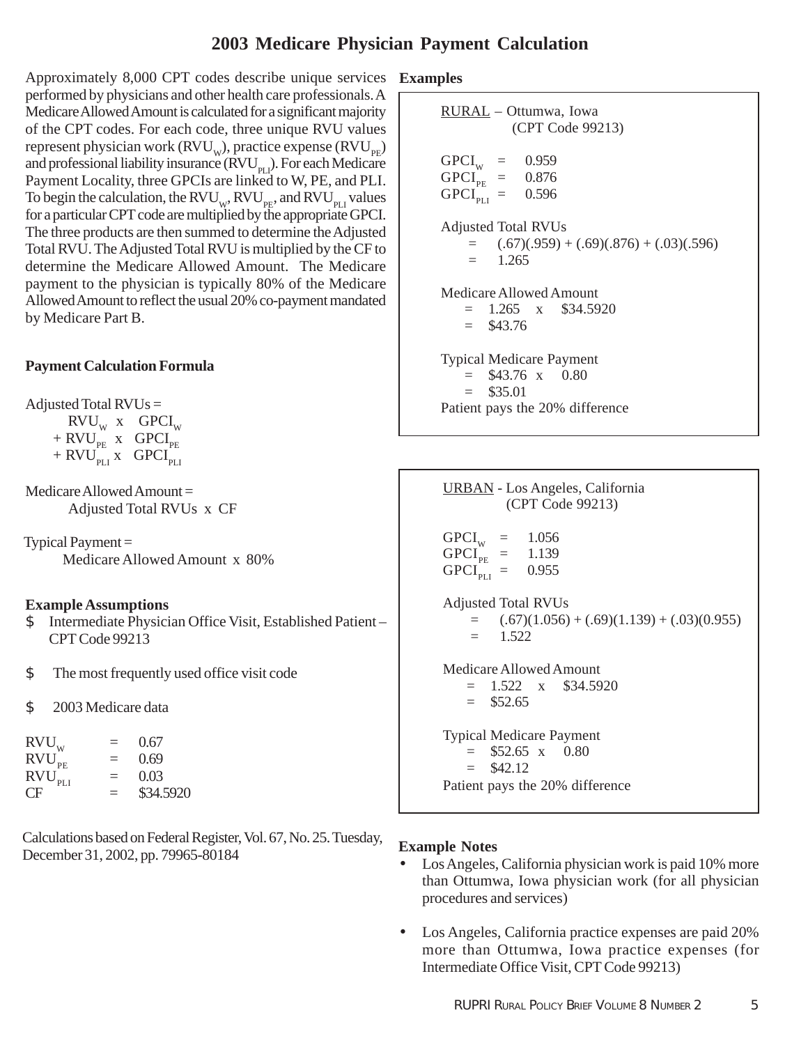# 2003 Medicare Physician Payment Calculation

Approximately 8,000 CPT codes describe unique services performed by physicians and other health care professionals. A Medicare Allowed Amount is calculated for a significant majority of the CPT codes. For each code, three unique RVU values represent physician work ($RVU_W$), practice expense ($RVU_{PE}$) and professional liability insurance ($RVU_{PLI}$). For each Medicare Payment Locality, three GPCIs are linked to W, PE, and PLI. To begin the calculation, the $RVU_W$, $RVU_{PE}$, and $RVU_{PLI}$ values for a particular CPT code are multiplied by the appropriate GPCI. The three products are then summed to determine the Adjusted Total RVU. The Adjusted Total RVU is multiplied by the CF to determine the Medicare Allowed Amount. The Medicare payment to the physician is typically 80% of the Medicare Allowed Amount to reflect the usual 20% co-payment mandated by Medicare Part B.

**Payment Calculation Formula**

Adjusted Total RVUs =

$$RVU_W \times GPCI_W + RVU_{PE} \times GPCI_{PE} + RVU_{PLI} \times GPCI_{PLI}$$

Medicare Allowed Amount =

Adjusted Total RVUs x CF

Typical Payment =

Medicare Allowed Amount x 80%

**Example Assumptions**

- Intermediate Physician Office Visit, Established Patient – CPT Code 99213
- The most frequently used office visit code
- 2003 Medicare data

$RVU_W$ = 0.67
$RVU_{PE}$ = 0.69
$RVU_{PLI}$ = 0.03
CF = $34.5920

Calculations based on Federal Register, Vol. 67, No. 25. Tuesday, December 31, 2002, pp. 79965-80184

**Examples**

RURAL – Ottumwa, Iowa
(CPT Code 99213)

$GPCI_W$ = 0.959
$GPCI_{PE}$ = 0.876
$GPCI_{PLI}$ = 0.596

Adjusted Total RVUs
= (.67)(.959) + (.69)(.876) + (.03)(.596)
= 1.265

Medicare Allowed Amount
= 1.265 x $34.5920
= $43.76

Typical Medicare Payment
= $43.76 x 0.80
= $35.01
Patient pays the 20% difference

URBAN - Los Angeles, California
(CPT Code 99213)

$GPCI_W$ = 1.056
$GPCI_{PE}$ = 1.139
$GPCI_{PLI}$ = 0.955

Adjusted Total RVUs
= (.67)(1.056) + (.69)(1.139) + (.03)(0.955)
= 1.522

Medicare Allowed Amount
= 1.522 x $34.5920
= $52.65

Typical Medicare Payment
= $52.65 x 0.80
= $42.12
Patient pays the 20% difference

**Example Notes**

- Los Angeles, California physician work is paid 10% more than Ottumwa, Iowa physician work (for all physician procedures and services)
- Los Angeles, California practice expenses are paid 20% more than Ottumwa, Iowa practice expenses (for Intermediate Office Visit, CPT Code 99213)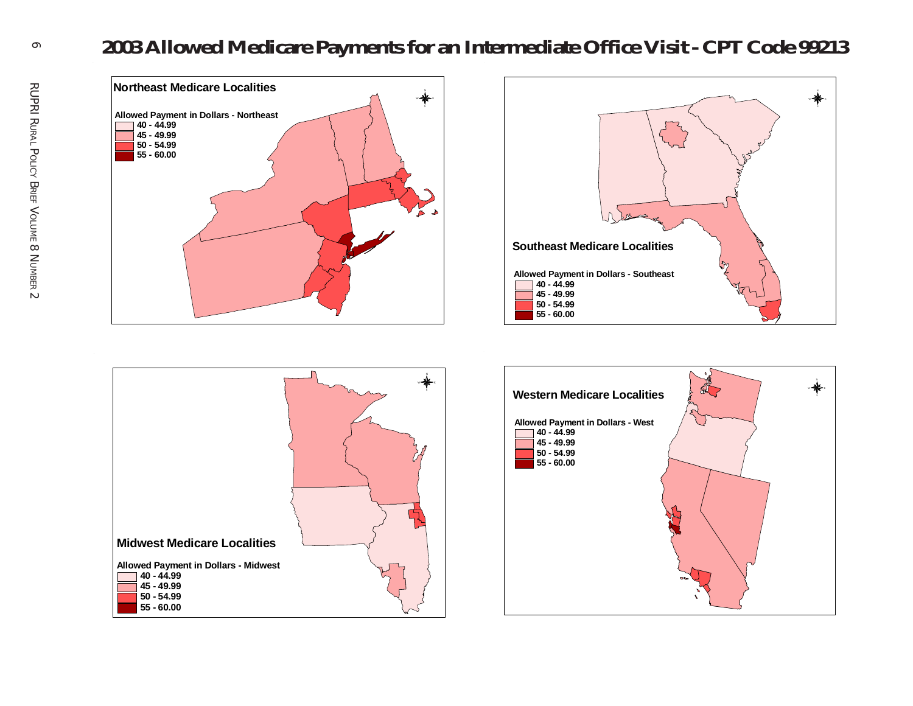# 2003 Allowed Medicare Payments for an Intermediate Office Visit - CPT Code 99213

## Northeast Medicare Localities

**Allowed Payment in Dollars - Northeast**
- 40 - 44.99
- 45 - 49.99
- 50 - 54.99
- 55 - 60.00

## Southeast Medicare Localities

**Allowed Payment in Dollars - Southeast**
- 40 - 44.99
- 45 - 49.99
- 50 - 54.99
- 55 - 60.00

## Midwest Medicare Localities

**Allowed Payment in Dollars - Midwest**
- 40 - 44.99
- 45 - 49.99
- 50 - 54.99
- 55 - 60.00

## Western Medicare Localities

**Allowed Payment in Dollars - West**
- 40 - 44.99
- 45 - 49.99
- 50 - 54.99
- 55 - 60.00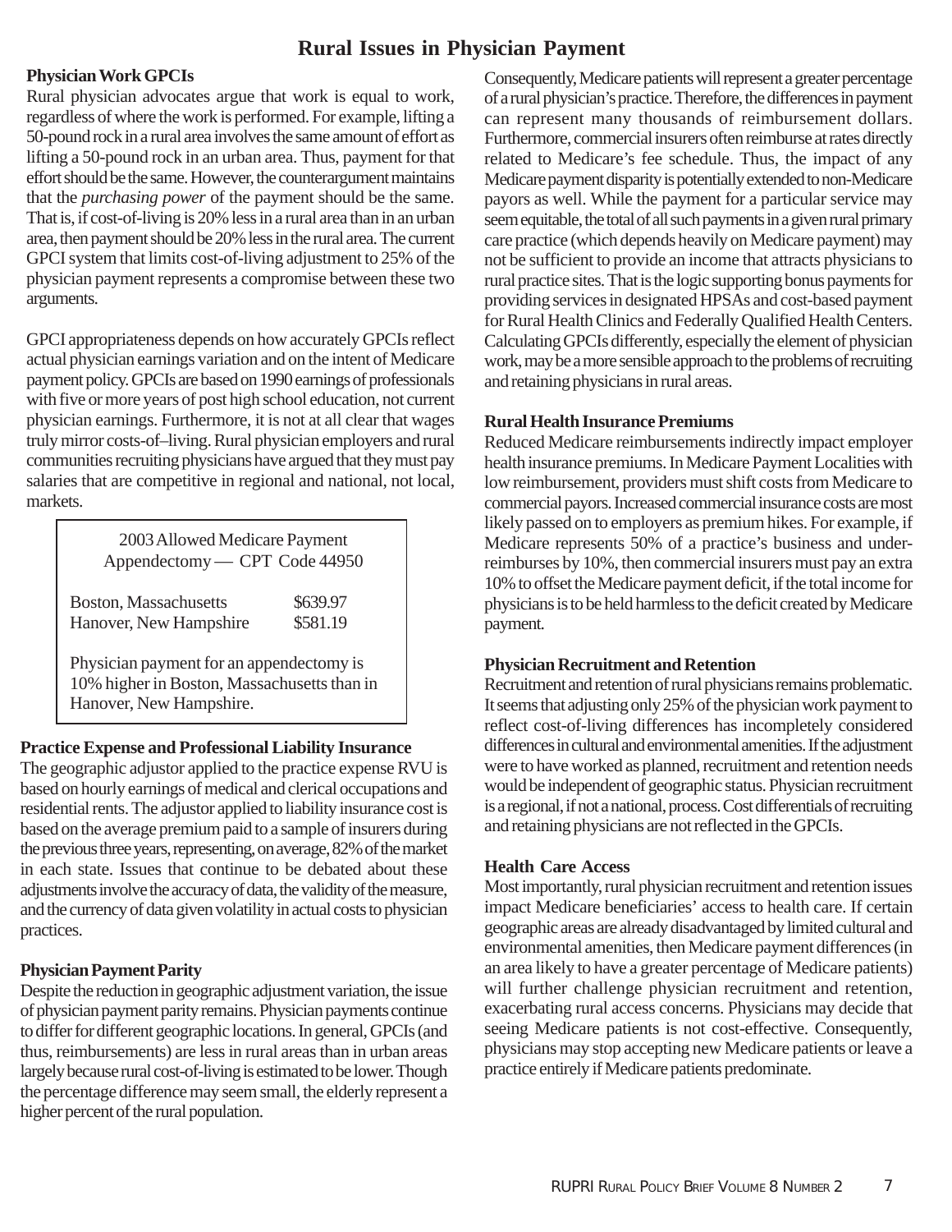# Rural Issues in Physician Payment

**Physician Work GPCIs**

Rural physician advocates argue that work is equal to work, regardless of where the work is performed. For example, lifting a 50-pound rock in a rural area involves the same amount of effort as lifting a 50-pound rock in an urban area. Thus, payment for that effort should be the same. However, the counterargument maintains that the *purchasing power* of the payment should be the same. That is, if cost-of-living is 20% less in a rural area than in an urban area, then payment should be 20% less in the rural area. The current GPCI system that limits cost-of-living adjustment to 25% of the physician payment represents a compromise between these two arguments.

GPCI appropriateness depends on how accurately GPCIs reflect actual physician earnings variation and on the intent of Medicare payment policy. GPCIs are based on 1990 earnings of professionals with five or more years of post high school education, not current physician earnings. Furthermore, it is not at all clear that wages truly mirror costs-of–living. Rural physician employers and rural communities recruiting physicians have argued that they must pay salaries that are competitive in regional and national, not local, markets.

| 2003 Allowed Medicare Payment Appendectomy — CPT Code 44950 | |
|---|---|
| Boston, Massachusetts | $639.97 |
| Hanover, New Hampshire | $581.19 |

Physician payment for an appendectomy is 10% higher in Boston, Massachusetts than in Hanover, New Hampshire.

**Practice Expense and Professional Liability Insurance**

The geographic adjustor applied to the practice expense RVU is based on hourly earnings of medical and clerical occupations and residential rents. The adjustor applied to liability insurance cost is based on the average premium paid to a sample of insurers during the previous three years, representing, on average, 82% of the market in each state. Issues that continue to be debated about these adjustments involve the accuracy of data, the validity of the measure, and the currency of data given volatility in actual costs to physician practices.

**Physician Payment Parity**

Despite the reduction in geographic adjustment variation, the issue of physician payment parity remains. Physician payments continue to differ for different geographic locations. In general, GPCIs (and thus, reimbursements) are less in rural areas than in urban areas largely because rural cost-of-living is estimated to be lower. Though the percentage difference may seem small, the elderly represent a higher percent of the rural population. Consequently, Medicare patients will represent a greater percentage of a rural physician's practice. Therefore, the differences in payment can represent many thousands of reimbursement dollars. Furthermore, commercial insurers often reimburse at rates directly related to Medicare's fee schedule. Thus, the impact of any Medicare payment disparity is potentially extended to non-Medicare payors as well. While the payment for a particular service may seem equitable, the total of all such payments in a given rural primary care practice (which depends heavily on Medicare payment) may not be sufficient to provide an income that attracts physicians to rural practice sites. That is the logic supporting bonus payments for providing services in designated HPSAs and cost-based payment for Rural Health Clinics and Federally Qualified Health Centers. Calculating GPCIs differently, especially the element of physician work, may be a more sensible approach to the problems of recruiting and retaining physicians in rural areas.

**Rural Health Insurance Premiums**

Reduced Medicare reimbursements indirectly impact employer health insurance premiums. In Medicare Payment Localities with low reimbursement, providers must shift costs from Medicare to commercial payors. Increased commercial insurance costs are most likely passed on to employers as premium hikes. For example, if Medicare represents 50% of a practice's business and under-reimburses by 10%, then commercial insurers must pay an extra 10% to offset the Medicare payment deficit, if the total income for physicians is to be held harmless to the deficit created by Medicare payment.

**Physician Recruitment and Retention**

Recruitment and retention of rural physicians remains problematic. It seems that adjusting only 25% of the physician work payment to reflect cost-of-living differences has incompletely considered differences in cultural and environmental amenities. If the adjustment were to have worked as planned, recruitment and retention needs would be independent of geographic status. Physician recruitment is a regional, if not a national, process. Cost differentials of recruiting and retaining physicians are not reflected in the GPCIs.

**Health Care Access**

Most importantly, rural physician recruitment and retention issues impact Medicare beneficiaries' access to health care. If certain geographic areas are already disadvantaged by limited cultural and environmental amenities, then Medicare payment differences (in an area likely to have a greater percentage of Medicare patients) will further challenge physician recruitment and retention, exacerbating rural access concerns. Physicians may decide that seeing Medicare patients is not cost-effective. Consequently, physicians may stop accepting new Medicare patients or leave a practice entirely if Medicare patients predominate.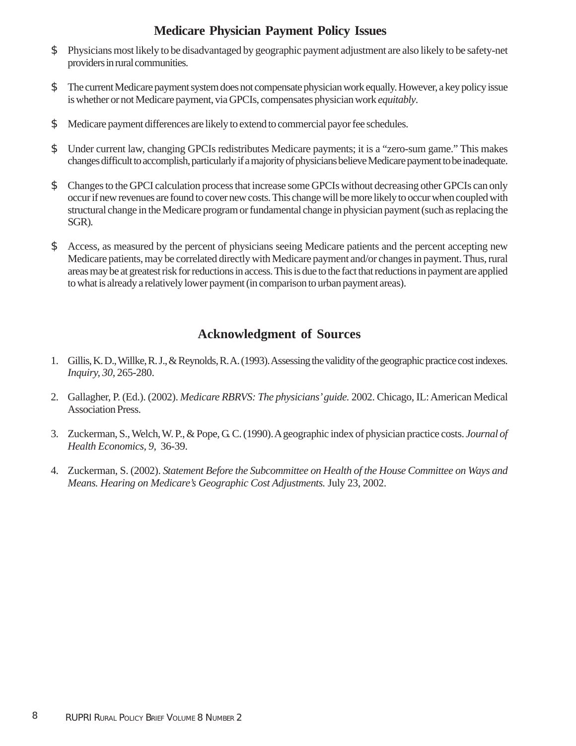## Medicare Physician Payment Policy Issues

- Physicians most likely to be disadvantaged by geographic payment adjustment are also likely to be safety-net providers in rural communities.
- The current Medicare payment system does not compensate physician work equally. However, a key policy issue is whether or not Medicare payment, via GPCIs, compensates physician work *equitably*.
- Medicare payment differences are likely to extend to commercial payor fee schedules.
- Under current law, changing GPCIs redistributes Medicare payments; it is a "zero-sum game." This makes changes difficult to accomplish, particularly if a majority of physicians believe Medicare payment to be inadequate.
- Changes to the GPCI calculation process that increase some GPCIs without decreasing other GPCIs can only occur if new revenues are found to cover new costs. This change will be more likely to occur when coupled with structural change in the Medicare program or fundamental change in physician payment (such as replacing the SGR).
- Access, as measured by the percent of physicians seeing Medicare patients and the percent accepting new Medicare patients, may be correlated directly with Medicare payment and/or changes in payment. Thus, rural areas may be at greatest risk for reductions in access. This is due to the fact that reductions in payment are applied to what is already a relatively lower payment (in comparison to urban payment areas).

## Acknowledgment of Sources

1. Gillis, K. D., Willke, R. J., & Reynolds, R. A. (1993). Assessing the validity of the geographic practice cost indexes. *Inquiry, 30,* 265-280.
2. Gallagher, P. (Ed.). (2002). *Medicare RBRVS: The physicians' guide.* 2002. Chicago, IL: American Medical Association Press.
3. Zuckerman, S., Welch, W. P., & Pope, G. C. (1990). A geographic index of physician practice costs. *Journal of Health Economics, 9,* 36-39.
4. Zuckerman, S. (2002). *Statement Before the Subcommittee on Health of the House Committee on Ways and Means. Hearing on Medicare's Geographic Cost Adjustments.* July 23, 2002.